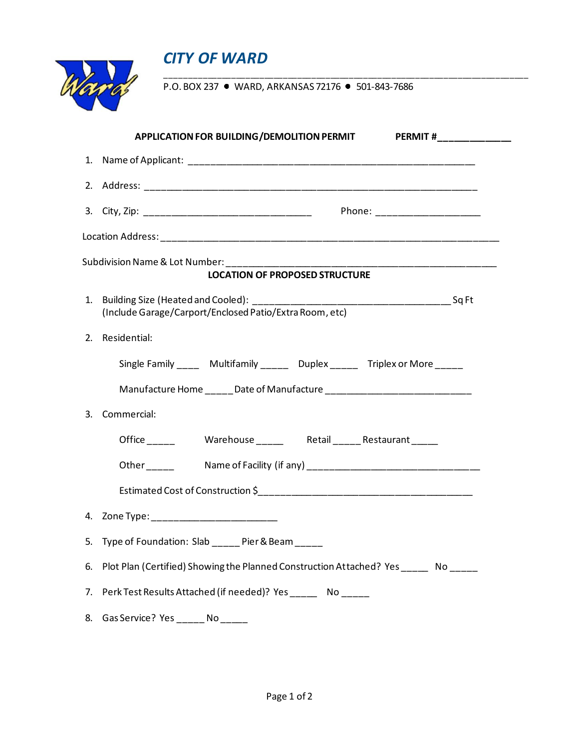# CITY OF WARD

P.O. BOX 237 ● WARD, ARKANSAS 72176 ● 501-843-7686

**APPLICATION FOR BUILDING/DEMOLITION PERMIT** **PERMIT #\_\_\_\_\_\_\_\_\_\_\_\_\_\_**

1. Name of Applicant: \_\_\_\_\_\_\_\_\_\_\_\_\_\_\_\_\_\_\_\_\_\_\_\_\_\_\_\_\_\_\_\_\_\_\_\_\_\_\_\_\_\_\_\_\_\_\_\_\_\_\_\_\_\_
2. Address: \_\_\_\_\_\_\_\_\_\_\_\_\_\_\_\_\_\_\_\_\_\_\_\_\_\_\_\_\_\_\_\_\_\_\_\_\_\_\_\_\_\_\_\_\_\_\_\_\_\_\_\_\_\_\_\_\_\_\_\_\_\_
3. City, Zip: \_\_\_\_\_\_\_\_\_\_\_\_\_\_\_\_\_\_\_\_\_\_\_\_\_\_\_\_\_\_\_\_ Phone: \_\_\_\_\_\_\_\_\_\_\_\_\_\_\_\_\_\_\_\_

Location Address: \_\_\_\_\_\_\_\_\_\_\_\_\_\_\_\_\_\_\_\_\_\_\_\_\_\_\_\_\_\_\_\_\_\_\_\_\_\_\_\_\_\_\_\_\_\_\_\_\_\_\_\_\_\_\_\_\_\_\_\_\_\_\_\_

Subdivision Name & Lot Number: \_\_\_\_\_\_\_\_\_\_\_\_\_\_\_\_\_\_\_\_\_\_\_\_\_\_\_\_\_\_\_\_\_\_\_\_\_\_\_\_\_\_\_\_\_\_\_\_\_\_\_\_

**LOCATION OF PROPOSED STRUCTURE**

1. Building Size (Heated and Cooled): \_\_\_\_\_\_\_\_\_\_\_\_\_\_\_\_\_\_\_\_\_\_\_\_\_\_\_\_\_\_\_\_\_\_\_\_\_\_ Sq Ft
   (Include Garage/Carport/Enclosed Patio/Extra Room, etc)
2. Residential:

   Single Family \_\_\_\_ Multifamily \_\_\_\_\_ Duplex \_\_\_\_\_ Triplex or More \_\_\_\_\_

   Manufacture Home \_\_\_\_\_ Date of Manufacture \_\_\_\_\_\_\_\_\_\_\_\_\_\_\_\_\_\_\_\_\_\_\_\_\_\_\_\_
3. Commercial:

   Office \_\_\_\_\_ Warehouse \_\_\_\_\_ Retail \_\_\_\_\_ Restaurant \_\_\_\_\_

   Other \_\_\_\_\_ Name of Facility (if any) \_\_\_\_\_\_\_\_\_\_\_\_\_\_\_\_\_\_\_\_\_\_\_\_\_\_\_\_\_\_\_\_\_\_

   Estimated Cost of Construction $\_\_\_\_\_\_\_\_\_\_\_\_\_\_\_\_\_\_\_\_\_\_\_\_\_\_\_\_\_\_\_\_\_\_\_\_\_\_\_\_\_
4. Zone Type: \_\_\_\_\_\_\_\_\_\_\_\_\_\_\_\_\_\_\_\_\_\_\_\_
5. Type of Foundation: Slab \_\_\_\_\_ Pier & Beam \_\_\_\_\_
6. Plot Plan (Certified) Showing the Planned Construction Attached? Yes \_\_\_\_\_ No \_\_\_\_\_
7. Perk Test Results Attached (if needed)? Yes \_\_\_\_\_ No \_\_\_\_\_
8. Gas Service? Yes \_\_\_\_\_ No \_\_\_\_\_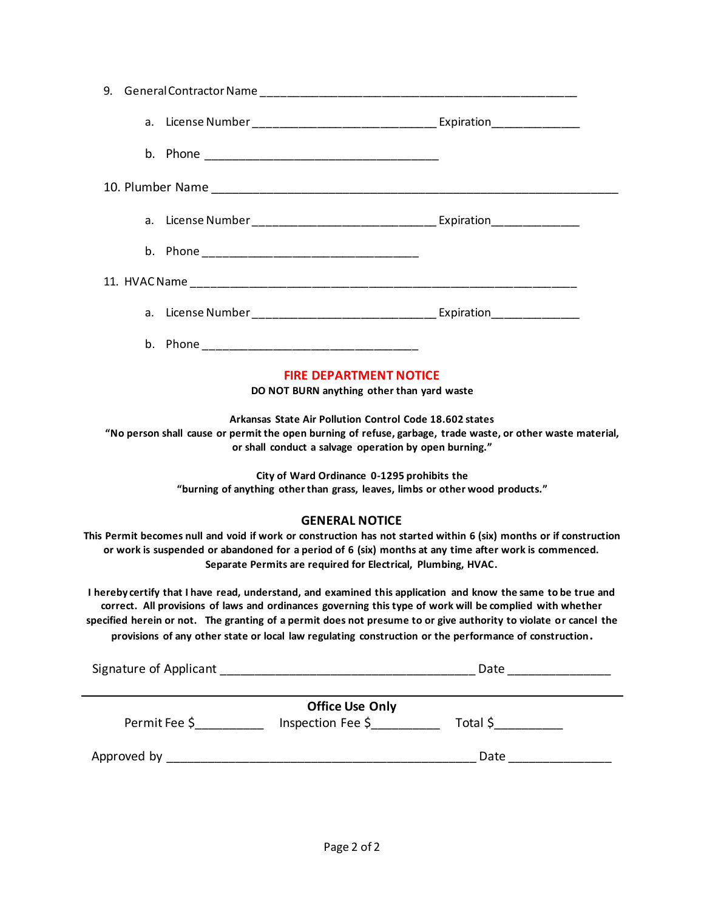9. General Contractor Name ______________________________________________

   a. License Number ___________________________ Expiration_____________

   b. Phone ___________________________________

10. Plumber Name ____________________________________________________________

   a. License Number ___________________________ Expiration_____________

   b. Phone ________________________________

11. HVAC Name ___________________________________________________________

   a. License Number ___________________________ Expiration_____________

   b. Phone ________________________________

## FIRE DEPARTMENT NOTICE

**DO NOT BURN anything other than yard waste**

**Arkansas State Air Pollution Control Code 18.602 states**
**"No person shall cause or permit the open burning of refuse, garbage, trade waste, or other waste material, or shall conduct a salvage operation by open burning."**

**City of Ward Ordinance 0-1295 prohibits the**
**"burning of anything other than grass, leaves, limbs or other wood products."**

## GENERAL NOTICE

**This Permit becomes null and void if work or construction has not started within 6 (six) months or if construction or work is suspended or abandoned for a period of 6 (six) months at any time after work is commenced. Separate Permits are required for Electrical, Plumbing, HVAC.**

**I hereby certify that I have read, understand, and examined this application and know the same to be true and correct. All provisions of laws and ordinances governing this type of work will be complied with whether specified herein or not. The granting of a permit does not presume to or give authority to violate or cancel the provisions of any other state or local law regulating construction or the performance of construction.**

Signature of Applicant _____________________________________ Date _______________

---

**Office Use Only**

Permit Fee $__________ Inspection Fee $__________ Total $__________

Approved by _____________________________________________ Date _______________